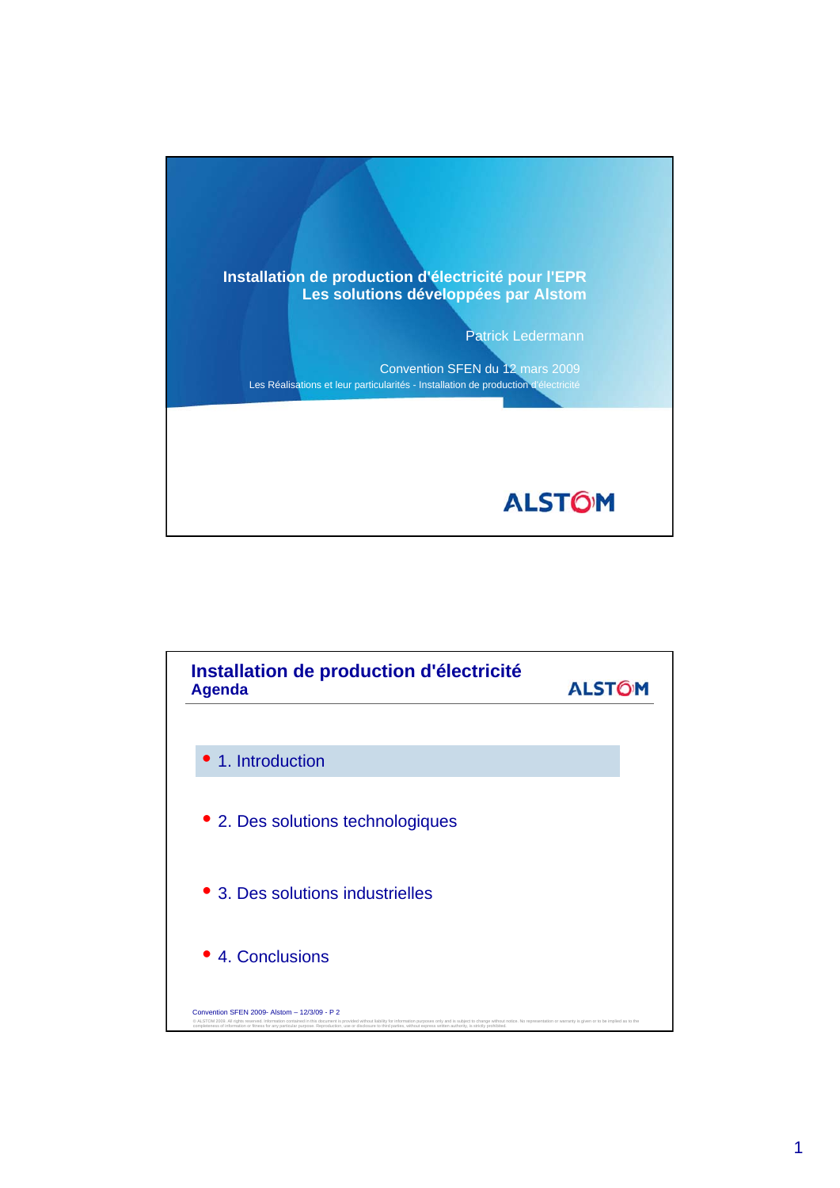# Installation de production d'électricité pour l'EPR
## Les solutions développées par Alstom

Patrick Ledermann

Convention SFEN du 12 mars 2009

Les Réalisations et leur particularités - Installation de production d'électricité

ALSTOM

---

## Installation de production d'électricité
### Agenda

ALSTOM

- 1. Introduction
- 2. Des solutions technologiques
- 3. Des solutions industrielles
- 4. Conclusions

Convention SFEN 2009- Alstom – 12/3/09 - P 2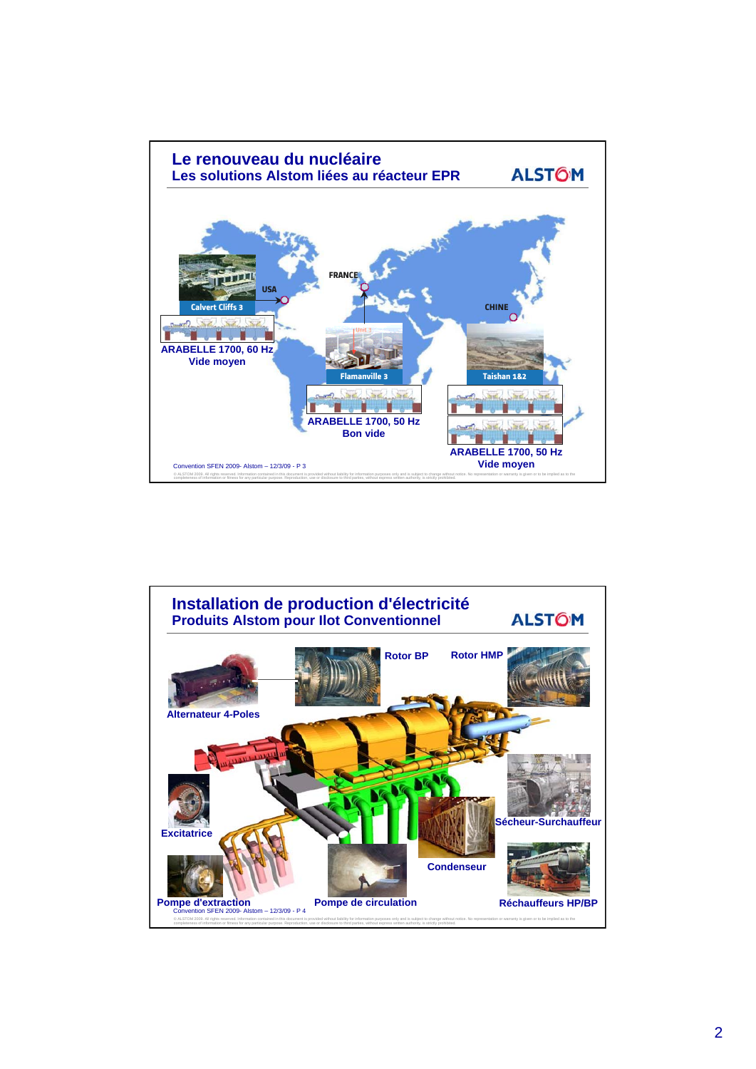## Le renouveau du nucléaire

### Les solutions Alstom liées au réacteur EPR

ALSTOM

USA

Calvert Cliffs 3

ARABELLE 1700, 60 Hz
Vide moyen

FRANCE

Flamanville 3

ARABELLE 1700, 50 Hz
Bon vide

CHINE

Taishan 1&2

ARABELLE 1700, 50 Hz
Vide moyen

Convention SFEN 2009- Alstom – 12/3/09 - P 3

## Installation de production d'électricité

### Produits Alstom pour Ilot Conventionnel

ALSTOM

Alternateur 4-Poles

Rotor BP

Rotor HMP

Excitatrice

Sécheur-Surchauffeur

Condenseur

Pompe d'extraction

Pompe de circulation

Réchauffeurs HP/BP

Convention SFEN 2009- Alstom – 12/3/09 - P 4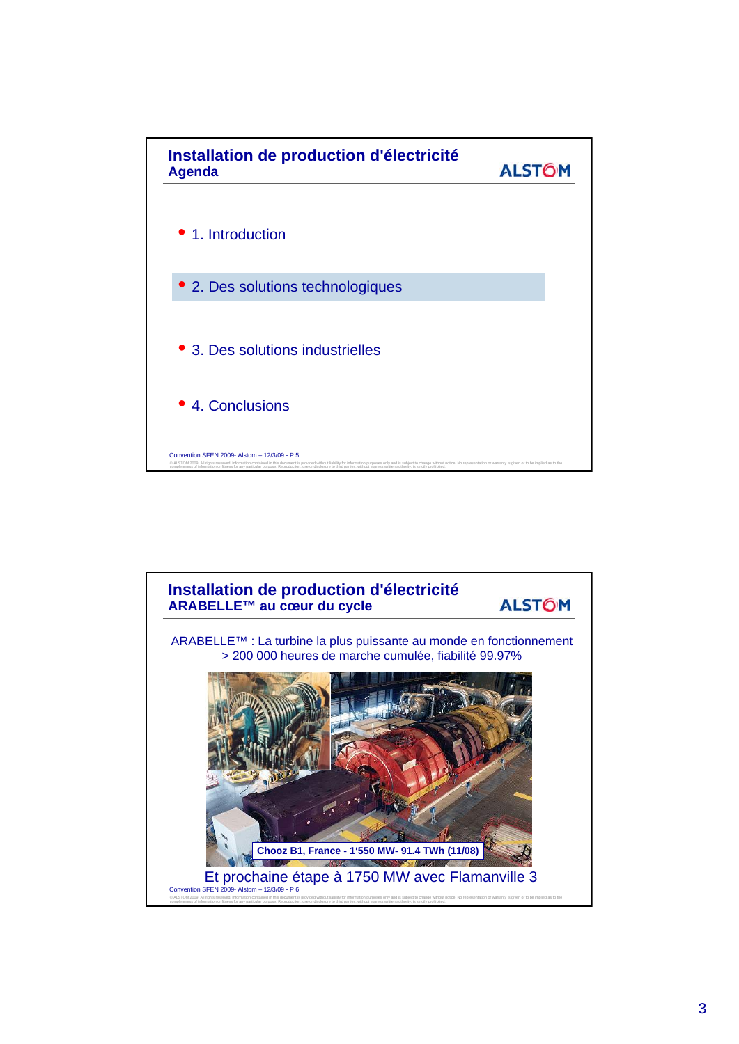## Installation de production d'électricité
### Agenda

ALSTOM

- 1. Introduction
- 2. Des solutions technologiques
- 3. Des solutions industrielles
- 4. Conclusions

Convention SFEN 2009- Alstom – 12/3/09 - P 5

## Installation de production d'électricité
### ARABELLE™ au cœur du cycle

ALSTOM

ARABELLE™ : La turbine la plus puissante au monde en fonctionnement
> 200 000 heures de marche cumulée, fiabilité 99.97%

**Chooz B1, France - 1'550 MW- 91.4 TWh (11/08)**

Et prochaine étape à 1750 MW avec Flamanville 3

Convention SFEN 2009- Alstom – 12/3/09 - P 6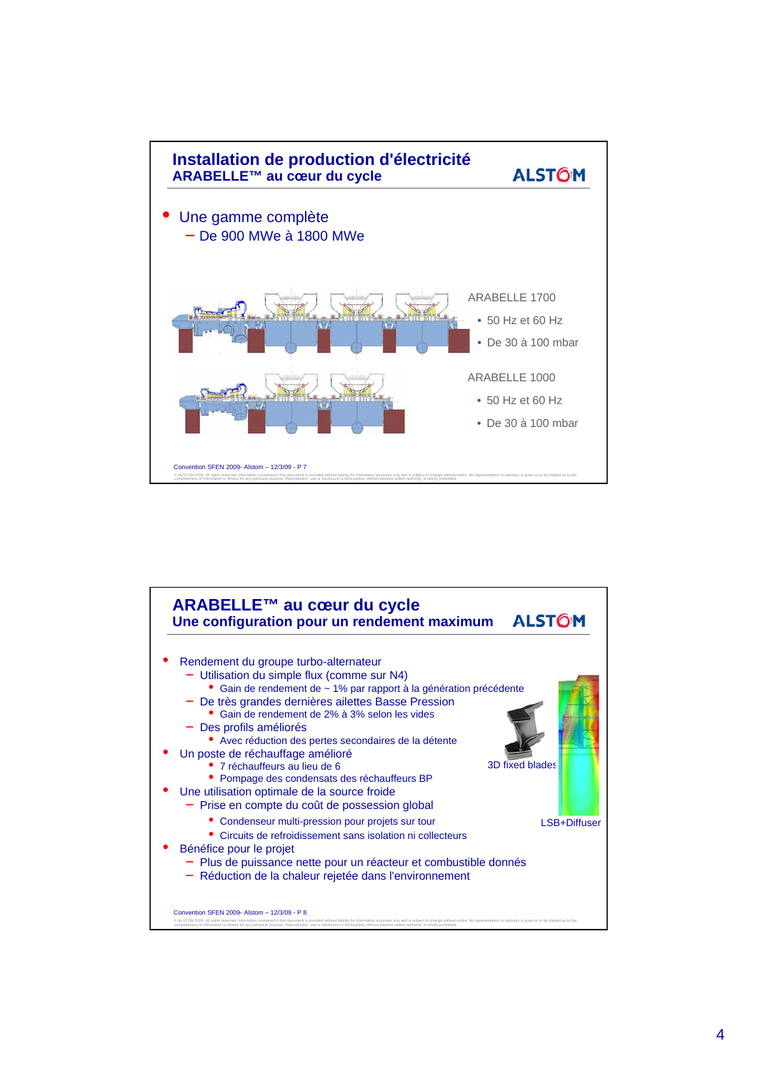## Installation de production d'électricité

### ARABELLE™ au cœur du cycle

ALSTOM

- Une gamme complète
  - De 900 MWe à 1800 MWe

ARABELLE 1700

- 50 Hz et 60 Hz
- De 30 à 100 mbar

ARABELLE 1000

- 50 Hz et 60 Hz
- De 30 à 100 mbar

Convention SFEN 2009- Alstom – 12/3/09 - P 7

---

## ARABELLE™ au cœur du cycle

### Une configuration pour un rendement maximum

ALSTOM

- Rendement du groupe turbo-alternateur
  - Utilisation du simple flux (comme sur N4)
    - Gain de rendement de ~ 1% par rapport à la génération précédente
  - De très grandes dernières ailettes Basse Pression
    - Gain de rendement de 2% à 3% selon les vides
  - Des profils améliorés
    - Avec réduction des pertes secondaires de la détente
- Un poste de réchauffage amélioré
  - 7 réchauffeurs au lieu de 6
  - Pompage des condensats des réchauffeurs BP
- Une utilisation optimale de la source froide
  - Prise en compte du coût de possession global
    - Condenseur multi-pression pour projets sur tour
    - Circuits de refroidissement sans isolation ni collecteurs
- Bénéfice pour le projet
  - Plus de puissance nette pour un réacteur et combustible donnés
  - Réduction de la chaleur rejetée dans l'environnement

3D fixed blades

LSB+Diffuser

Convention SFEN 2009- Alstom – 12/3/09 - P 8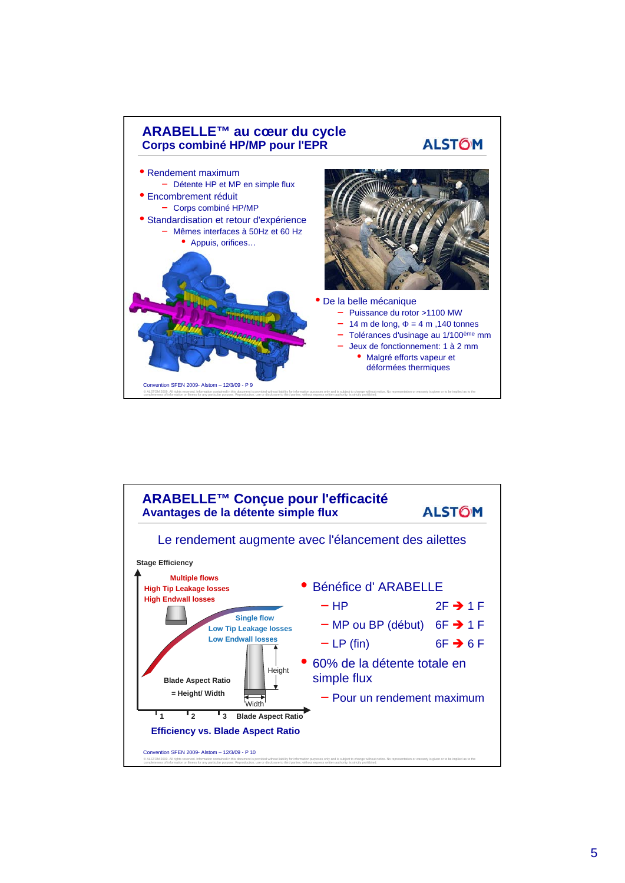# ARABELLE™ au cœur du cycle

## Corps combiné HP/MP pour l'EPR

ALSTOM

- Rendement maximum
  - Détente HP et MP en simple flux
- Encombrement réduit
  - Corps combiné HP/MP
- Standardisation et retour d'expérience
  - Mêmes interfaces à 50Hz et 60 Hz
    - Appuis, orifices…

- De la belle mécanique
  - Puissance du rotor >1100 MW
  - 14 m de long, Φ = 4 m ,140 tonnes
  - Tolérances d'usinage au 1/100ème mm
  - Jeux de fonctionnement: 1 à 2 mm
    - Malgré efforts vapeur et déformées thermiques

Convention SFEN 2009- Alstom – 12/3/09 - P 9

# ARABELLE™ Conçue pour l'efficacité

## Avantages de la détente simple flux

ALSTOM

Le rendement augmente avec l'élancement des ailettes

Stage Efficiency

Multiple flows
High Tip Leakage losses
High Endwall losses

Single flow
Low Tip Leakage losses
Low Endwall losses

Blade Aspect Ratio
= Height/ Width

Height

Width

1 2 3 Blade Aspect Ratio

**Efficiency vs. Blade Aspect Ratio**

- Bénéfice d' ARABELLE
  - HP 2F ➔ 1 F
  - MP ou BP (début) 6F ➔ 1 F
  - LP (fin) 6F ➔ 6 F
- 60% de la détente totale en simple flux
  - Pour un rendement maximum

Convention SFEN 2009- Alstom – 12/3/09 - P 10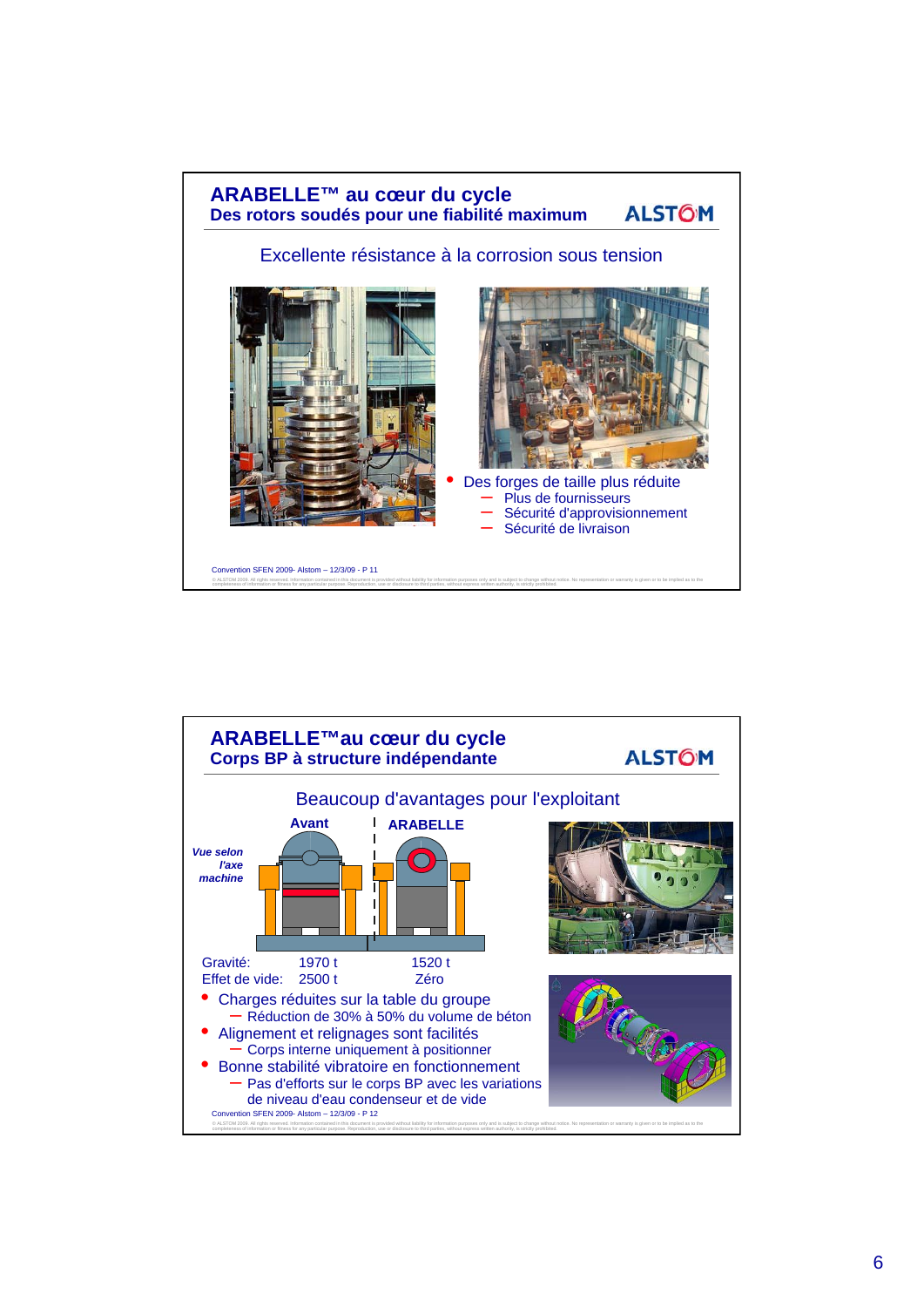## ARABELLE™ au cœur du cycle

### Des rotors soudés pour une fiabilité maximum

ALSTOM

Excellente résistance à la corrosion sous tension

- Des forges de taille plus réduite
  - Plus de fournisseurs
  - Sécurité d'approvisionnement
  - Sécurité de livraison

Convention SFEN 2009- Alstom – 12/3/09 - P 11

---

## ARABELLE™au cœur du cycle

### Corps BP à structure indépendante

ALSTOM

Beaucoup d'avantages pour l'exploitant

*Vue selon l'axe machine*

| | Avant | ARABELLE |
|---|---|---|
| Gravité: | 1970 t | 1520 t |
| Effet de vide: | 2500 t | Zéro |

- Charges réduites sur la table du groupe
  - Réduction de 30% à 50% du volume de béton
- Alignement et relignages sont facilités
  - Corps interne uniquement à positionner
- Bonne stabilité vibratoire en fonctionnement
  - Pas d'efforts sur le corps BP avec les variations de niveau d'eau condenseur et de vide

Convention SFEN 2009- Alstom – 12/3/09 - P 12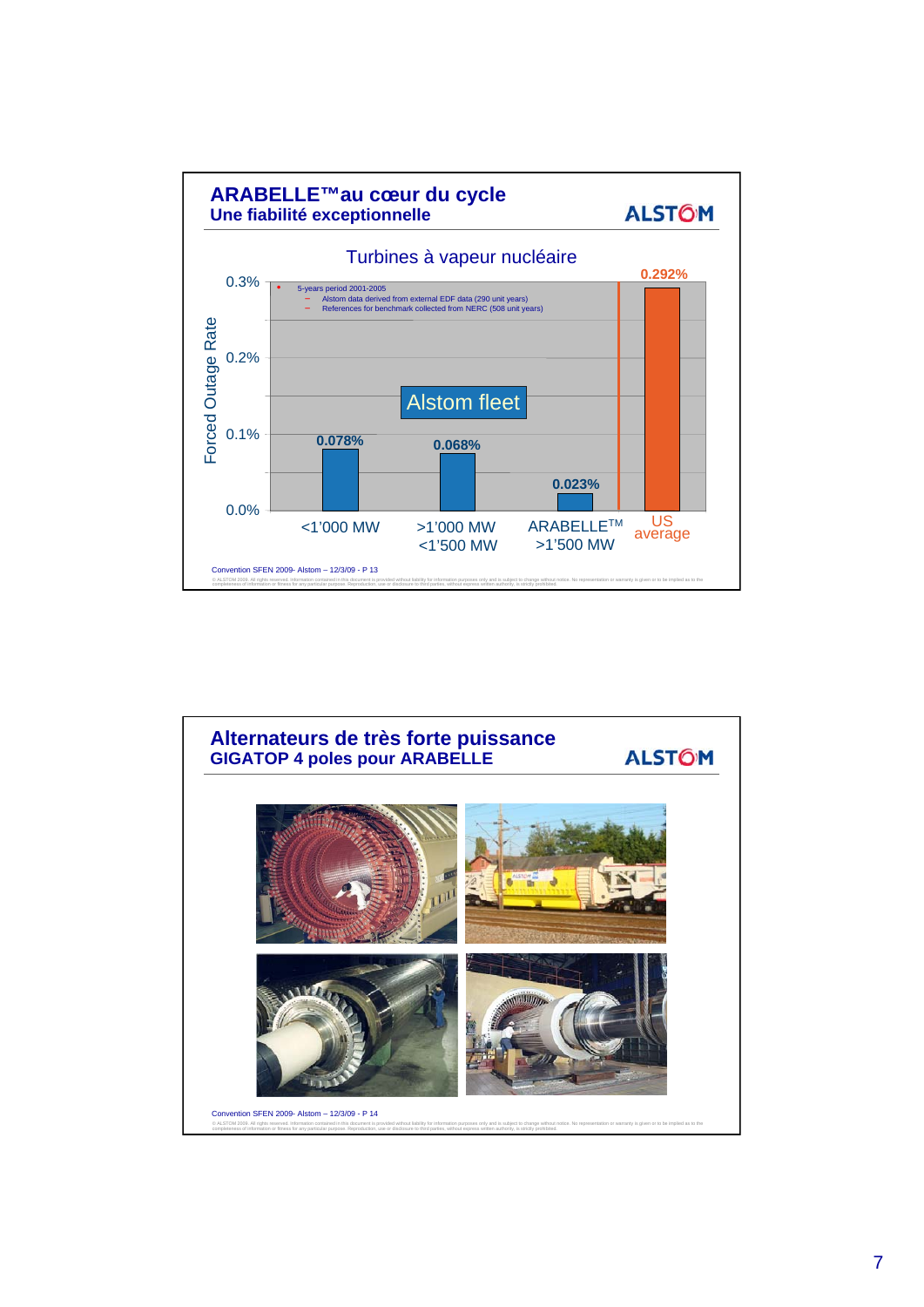## ARABELLE™ au cœur du cycle
### Une fiabilité exceptionnelle

ALSTOM

**Turbines à vapeur nucléaire**

- 5-years period 2001-2005
  - Alstom data derived from external EDF data (290 unit years)
  - References for benchmark collected from NERC (508 unit years)

Forced Outage Rate

| | Forced Outage Rate |
|---|---|
| <1'000 MW (Alstom fleet) | 0.078% |
| >1'000 MW <1'500 MW (Alstom fleet) | 0.068% |
| ARABELLE™ >1'500 MW (Alstom fleet) | 0.023% |
| US average | 0.292% |

Convention SFEN 2009- Alstom – 12/3/09 - P 13

© ALSTOM 2008. All rights reserved. Information contained in this document is provided without liability for information purposes only and is subject to change without notice. No representation or warranty is given or to be implied as to the completeness of information or fitness for any particular purpose. Reproduction, use or disclosure to third parties, without express written authority, is strictly prohibited.

## Alternateurs de très forte puissance
### GIGATOP 4 poles pour ARABELLE

ALSTOM

Convention SFEN 2009- Alstom – 12/3/09 - P 14

© ALSTOM 2008. All rights reserved. Information contained in this document is provided without liability for information purposes only and is subject to change without notice. No representation or warranty is given or to be implied as to the completeness of information or fitness for any particular purpose. Reproduction, use or disclosure to third parties, without express written authority, is strictly prohibited.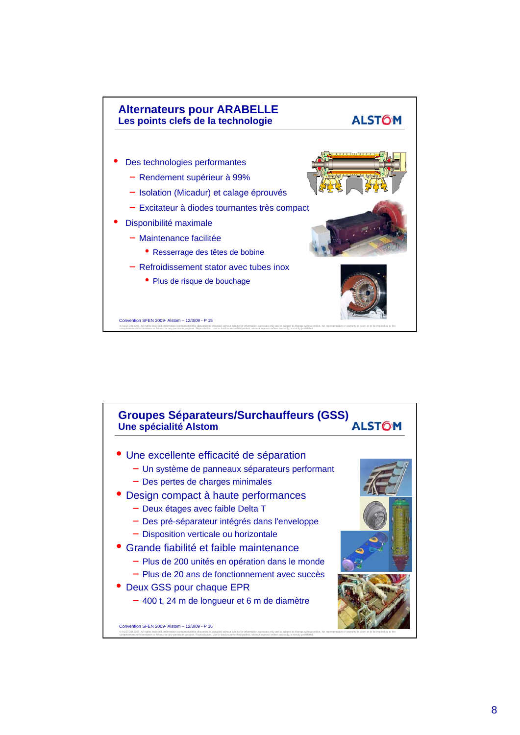## Alternateurs pour ARABELLE

**Les points clefs de la technologie**

ALSTOM

- Des technologies performantes
  - Rendement supérieur à 99%
  - Isolation (Micadur) et calage éprouvés
  - Excitateur à diodes tournantes très compact
- Disponibilité maximale
  - Maintenance facilitée
    - Resserrage des têtes de bobine
  - Refroidissement stator avec tubes inox
    - Plus de risque de bouchage

Convention SFEN 2009- Alstom – 12/3/09 - P 15

## Groupes Séparateurs/Surchauffeurs (GSS)

**Une spécialité Alstom**

ALSTOM

- Une excellente efficacité de séparation
  - Un système de panneaux séparateurs performant
  - Des pertes de charges minimales
- Design compact à haute performances
  - Deux étages avec faible Delta T
  - Des pré-séparateur intégrés dans l'enveloppe
  - Disposition verticale ou horizontale
- Grande fiabilité et faible maintenance
  - Plus de 200 unités en opération dans le monde
  - Plus de 20 ans de fonctionnement avec succès
- Deux GSS pour chaque EPR
  - 400 t, 24 m de longueur et 6 m de diamètre

Convention SFEN 2009- Alstom – 12/3/09 - P 16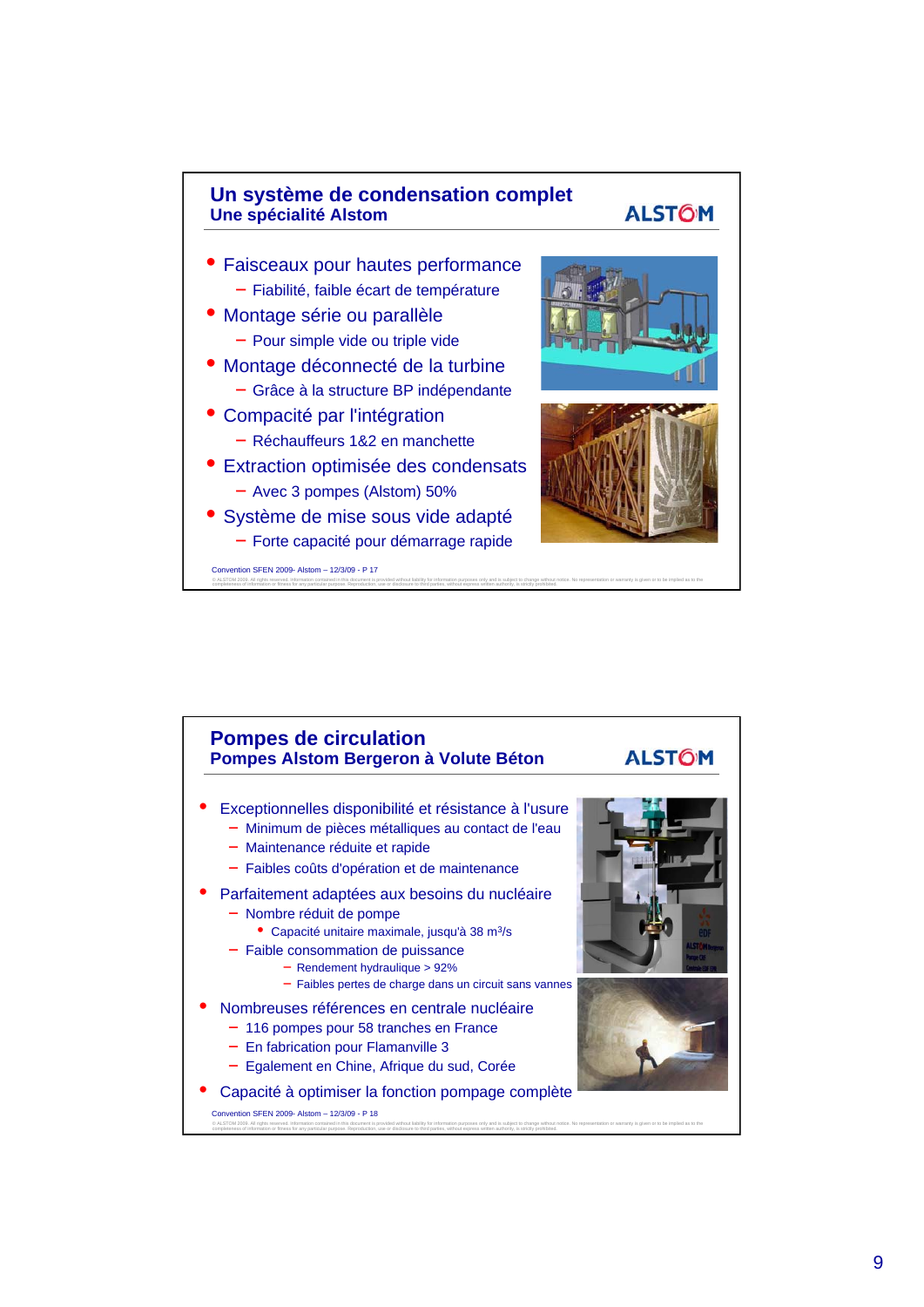## Un système de condensation complet
### Une spécialité Alstom

- Faisceaux pour hautes performance
  - Fiabilité, faible écart de température
- Montage série ou parallèle
  - Pour simple vide ou triple vide
- Montage déconnecté de la turbine
  - Grâce à la structure BP indépendante
- Compacité par l'intégration
  - Réchauffeurs 1&2 en manchette
- Extraction optimisée des condensats
  - Avec 3 pompes (Alstom) 50%
- Système de mise sous vide adapté
  - Forte capacité pour démarrage rapide

Convention SFEN 2009- Alstom – 12/3/09 - P 17

## Pompes de circulation
### Pompes Alstom Bergeron à Volute Béton

- Exceptionnelles disponibilité et résistance à l'usure
  - Minimum de pièces métalliques au contact de l'eau
  - Maintenance réduite et rapide
  - Faibles coûts d'opération et de maintenance
- Parfaitement adaptées aux besoins du nucléaire
  - Nombre réduit de pompe
    - Capacité unitaire maximale, jusqu'à 38 $m^3$/s
  - Faible consommation de puissance
    - Rendement hydraulique > 92%
    - Faibles pertes de charge dans un circuit sans vannes
- Nombreuses références en centrale nucléaire
  - 116 pompes pour 58 tranches en France
  - En fabrication pour Flamanville 3
  - Egalement en Chine, Afrique du sud, Corée
- Capacité à optimiser la fonction pompage complète

Convention SFEN 2009- Alstom – 12/3/09 - P 18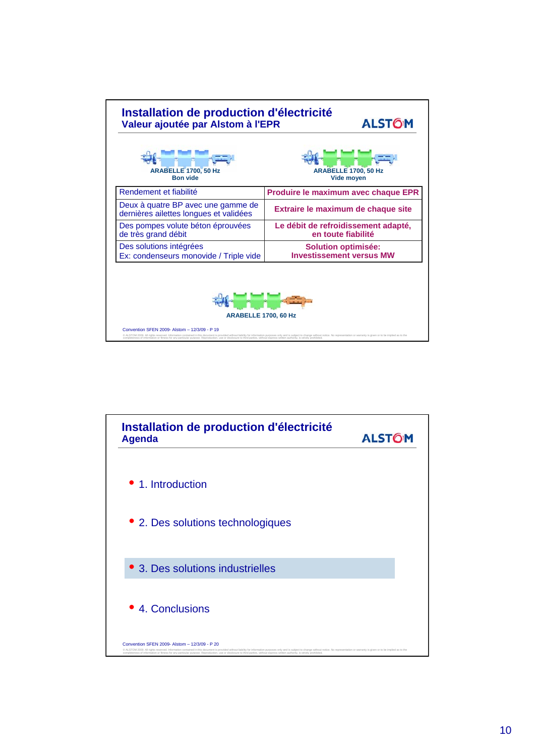## Installation de production d'électricité

### Valeur ajoutée par Alstom à l'EPR

ALSTOM

ARABELLE 1700, 50 Hz
Bon vide

ARABELLE 1700, 50 Hz
Vide moyen

| Rendement et fiabilité | **Produire le maximum avec chaque EPR** |
|---|---|
| Deux à quatre BP avec une gamme de dernières ailettes longues et validées | **Extraire le maximum de chaque site** |
| Des pompes volute béton éprouvées de très grand débit | **Le débit de refroidissement adapté, en toute fiabilité** |
| Des solutions intégrées<br>Ex: condenseurs monovide / Triple vide | **Solution optimisée: Investissement versus MW** |

ARABELLE 1700, 60 Hz

Convention SFEN 2009- Alstom – 12/3/09 - P 19

---

## Installation de production d'électricité

### Agenda

ALSTOM

- 1. Introduction
- 2. Des solutions technologiques
- 3. Des solutions industrielles
- 4. Conclusions

Convention SFEN 2009- Alstom – 12/3/09 - P 20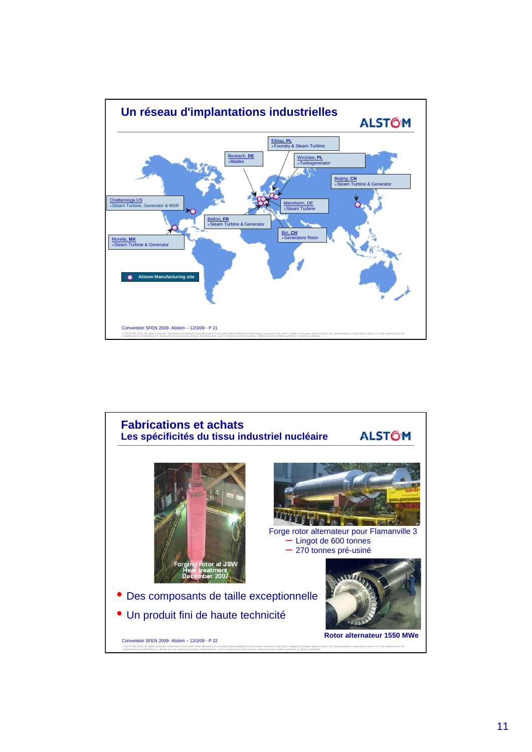## Un réseau d'implantations industrielles

ALSTOM

- Elblag, PL – Foundry & Steam Turbine
- Bexbach, DE – Blades
- Wroclaw, PL – Turbogenerator
- Beijing, CN – Steam Turbine & Generator
- Chattanooga US – Steam Turbine, Generator & MSR
- Mannheim, DE – Steam Turbine
- Belfort, FR – Steam Turbine & Generator
- Birr, CH – Generators Rotor
- Morelia, MX – Steam Turbine & Generator

Alstom Manufacturing site

Convention SFEN 2009- Alstom – 12/3/09 - P 21

---

## Fabrications et achats
### Les spécificités du tissu industriel nucléaire

ALSTOM

Forging rotor at JSW Heat treatment December 2007

Forge rotor alternateur pour Flamanville 3
- Lingot de 600 tonnes
- 270 tonnes pré-usiné

- Des composants de taille exceptionnelle
- Un produit fini de haute technicité

Rotor alternateur 1550 MWe

Convention SFEN 2009- Alstom – 12/3/09 - P 22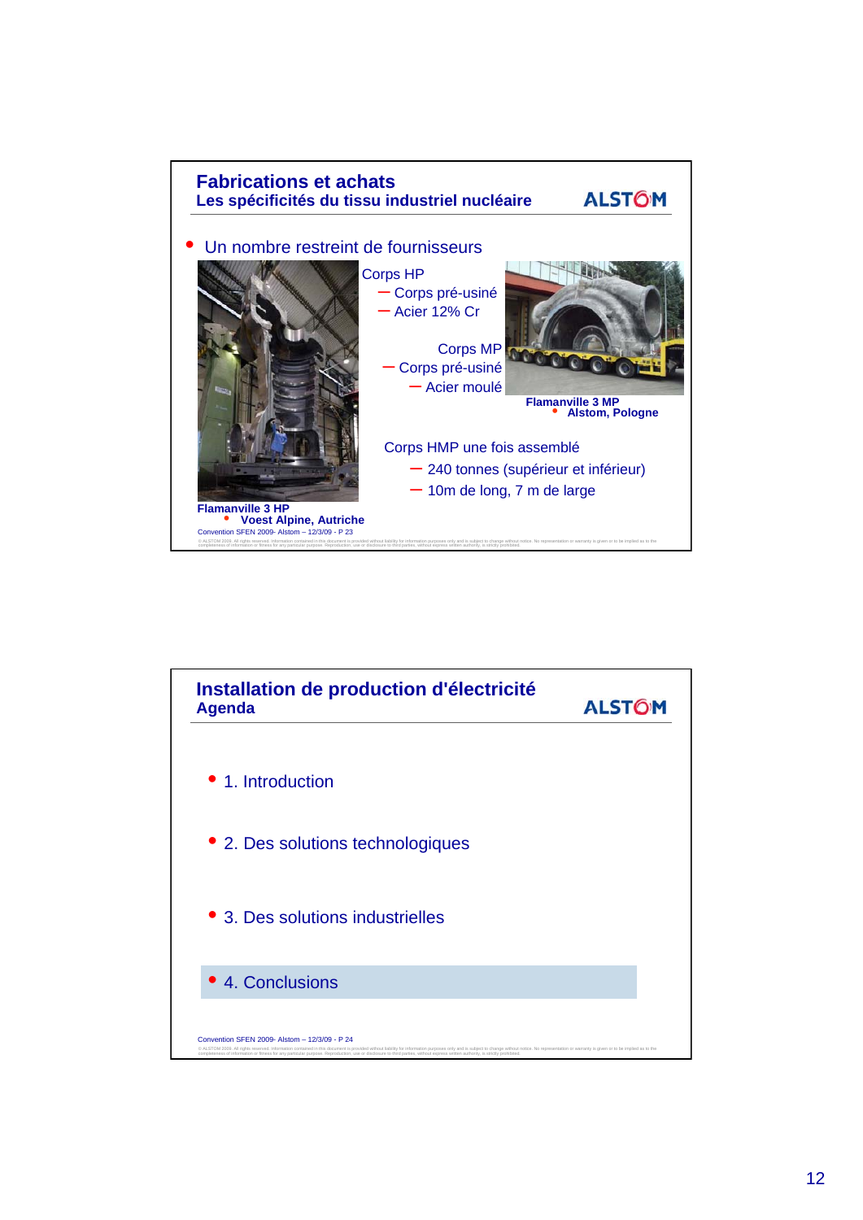## Fabrications et achats

### Les spécificités du tissu industriel nucléaire

ALSTOM

- Un nombre restreint de fournisseurs

Corps HP
- Corps pré-usiné
- Acier 12% Cr

Corps MP
- Corps pré-usiné
- Acier moulé

Flamanville 3 MP
- Alstom, Pologne

Corps HMP une fois assemblé
- 240 tonnes (supérieur et inférieur)
- 10m de long, 7 m de large

Flamanville 3 HP
- Voest Alpine, Autriche

Convention SFEN 2009- Alstom – 12/3/09 - P 23

---

## Installation de production d'électricité

### Agenda

ALSTOM

- 1. Introduction
- 2. Des solutions technologiques
- 3. Des solutions industrielles
- **4. Conclusions**

Convention SFEN 2009- Alstom – 12/3/09 - P 24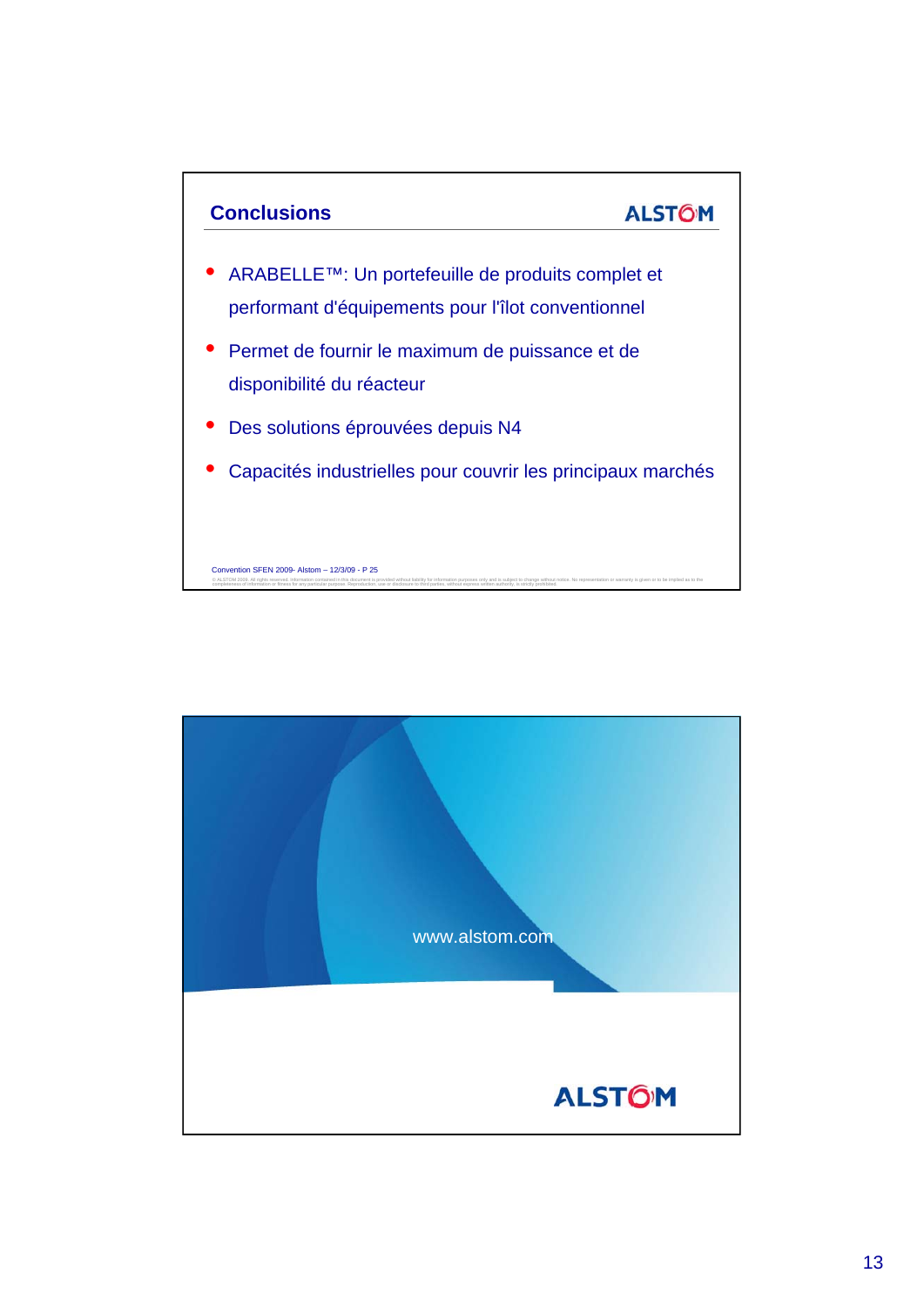## Conclusions

ALSTOM

- ARABELLE™: Un portefeuille de produits complet et performant d'équipements pour l'îlot conventionnel
- Permet de fournir le maximum de puissance et de disponibilité du réacteur
- Des solutions éprouvées depuis N4
- Capacités industrielles pour couvrir les principaux marchés

Convention SFEN 2009- Alstom – 12/3/09 - P 25

www.alstom.com

ALSTOM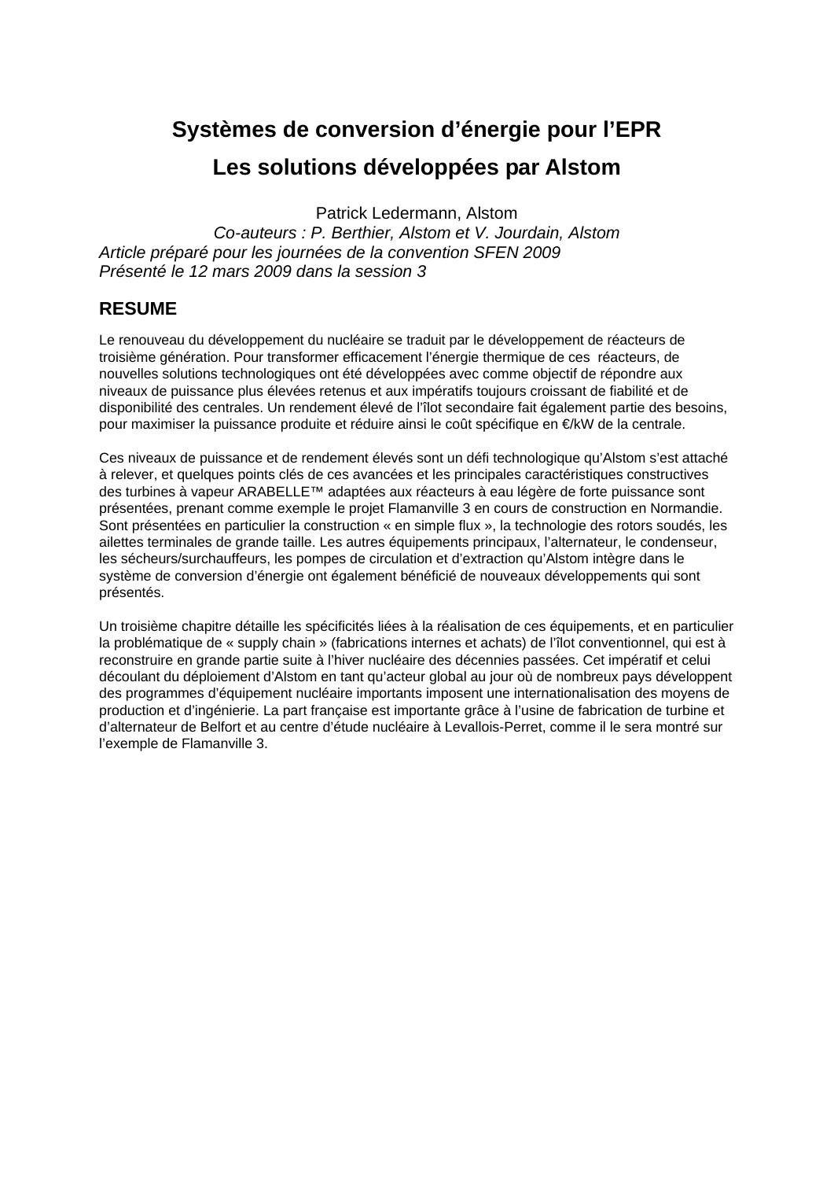# Systèmes de conversion d'énergie pour l'EPR

# Les solutions développées par Alstom

Patrick Ledermann, Alstom

*Co-auteurs : P. Berthier, Alstom et V. Jourdain, Alstom*

*Article préparé pour les journées de la convention SFEN 2009*

*Présenté le 12 mars 2009 dans la session 3*

## RESUME

Le renouveau du développement du nucléaire se traduit par le développement de réacteurs de troisième génération. Pour transformer efficacement l'énergie thermique de ces réacteurs, de nouvelles solutions technologiques ont été développées avec comme objectif de répondre aux niveaux de puissance plus élevées retenus et aux impératifs toujours croissant de fiabilité et de disponibilité des centrales. Un rendement élevé de l'îlot secondaire fait également partie des besoins, pour maximiser la puissance produite et réduire ainsi le coût spécifique en €/kW de la centrale.

Ces niveaux de puissance et de rendement élevés sont un défi technologique qu'Alstom s'est attaché à relever, et quelques points clés de ces avancées et les principales caractéristiques constructives des turbines à vapeur ARABELLE™ adaptées aux réacteurs à eau légère de forte puissance sont présentées, prenant comme exemple le projet Flamanville 3 en cours de construction en Normandie. Sont présentées en particulier la construction « en simple flux », la technologie des rotors soudés, les ailettes terminales de grande taille. Les autres équipements principaux, l'alternateur, le condenseur, les sécheurs/surchauffeurs, les pompes de circulation et d'extraction qu'Alstom intègre dans le système de conversion d'énergie ont également bénéficié de nouveaux développements qui sont présentés.

Un troisième chapitre détaille les spécificités liées à la réalisation de ces équipements, et en particulier la problématique de « supply chain » (fabrications internes et achats) de l'îlot conventionnel, qui est à reconstruire en grande partie suite à l'hiver nucléaire des décennies passées. Cet impératif et celui découlant du déploiement d'Alstom en tant qu'acteur global au jour où de nombreux pays développent des programmes d'équipement nucléaire importants imposent une internationalisation des moyens de production et d'ingénierie. La part française est importante grâce à l'usine de fabrication de turbine et d'alternateur de Belfort et au centre d'étude nucléaire à Levallois-Perret, comme il le sera montré sur l'exemple de Flamanville 3.